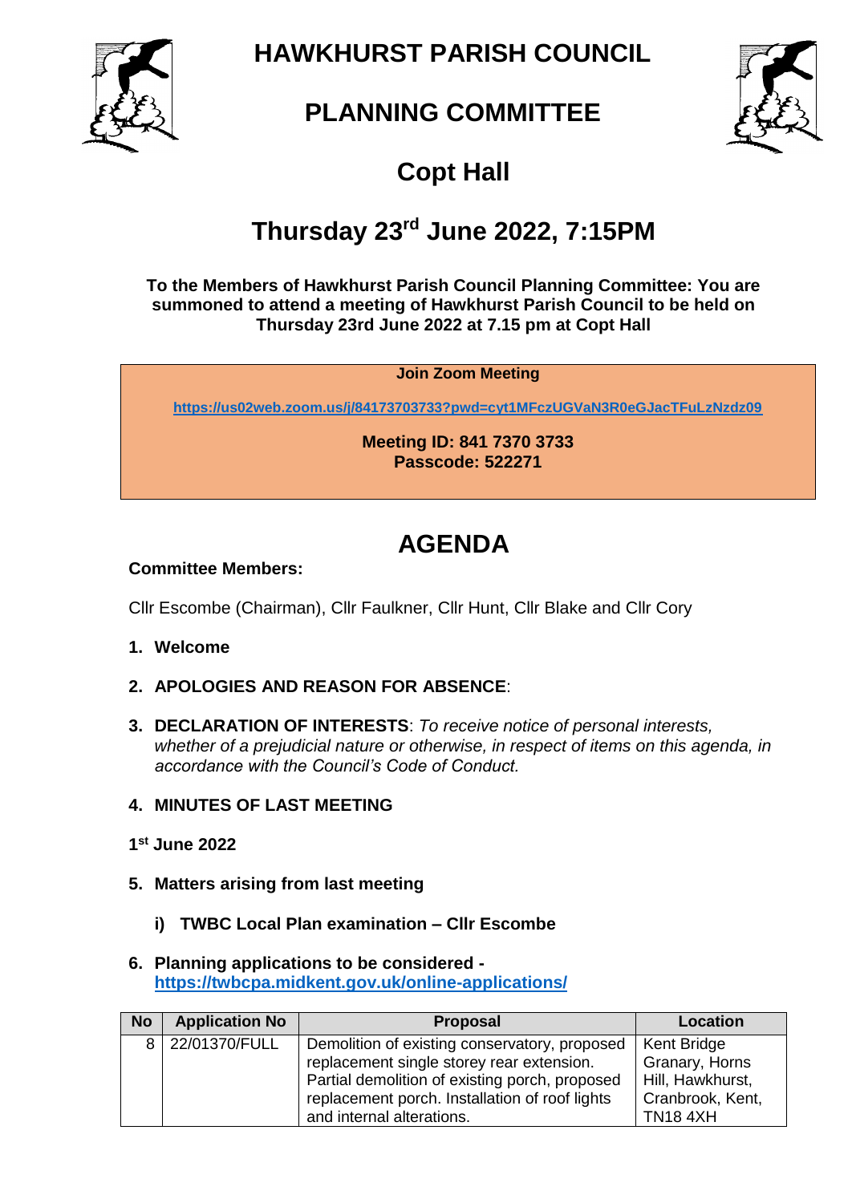# HAWKHURST PARISH COUNCIL

# PLANNING COMMITTEE

# Copt Hall

# Thursday 23rd June 2022, 7:15PM

**To the Members of Hawkhurst Parish Council Planning Committee: You are summoned to attend a meeting of Hawkhurst Parish Council to be held on Thursday 23rd June 2022 at 7.15 pm at Copt Hall**

**Join Zoom Meeting**

**https://us02web.zoom.us/j/84173703733?pwd=cyt1MFczUGVaN3R0eGJacTFuLzNzdz09**

**Meeting ID: 841 7370 3733**
**Passcode: 522271**

# AGENDA

**Committee Members:**

Cllr Escombe (Chairman), Cllr Faulkner, Cllr Hunt, Cllr Blake and Cllr Cory

1. **Welcome**
2. **APOLOGIES AND REASON FOR ABSENCE**:
3. **DECLARATION OF INTERESTS**: *To receive notice of personal interests, whether of a prejudicial nature or otherwise, in respect of items on this agenda, in accordance with the Council's Code of Conduct.*
4. **MINUTES OF LAST MEETING**

**1st June 2022**

5. **Matters arising from last meeting**
   i) **TWBC Local Plan examination – Cllr Escombe**
6. **Planning applications to be considered - https://twbcpa.midkent.gov.uk/online-applications/**

| No | Application No | Proposal | Location |
|---|---|---|---|
| 8 | 22/01370/FULL | Demolition of existing conservatory, proposed replacement single storey rear extension. Partial demolition of existing porch, proposed replacement porch. Installation of roof lights and internal alterations. | Kent Bridge Granary, Horns Hill, Hawkhurst, Cranbrook, Kent, TN18 4XH |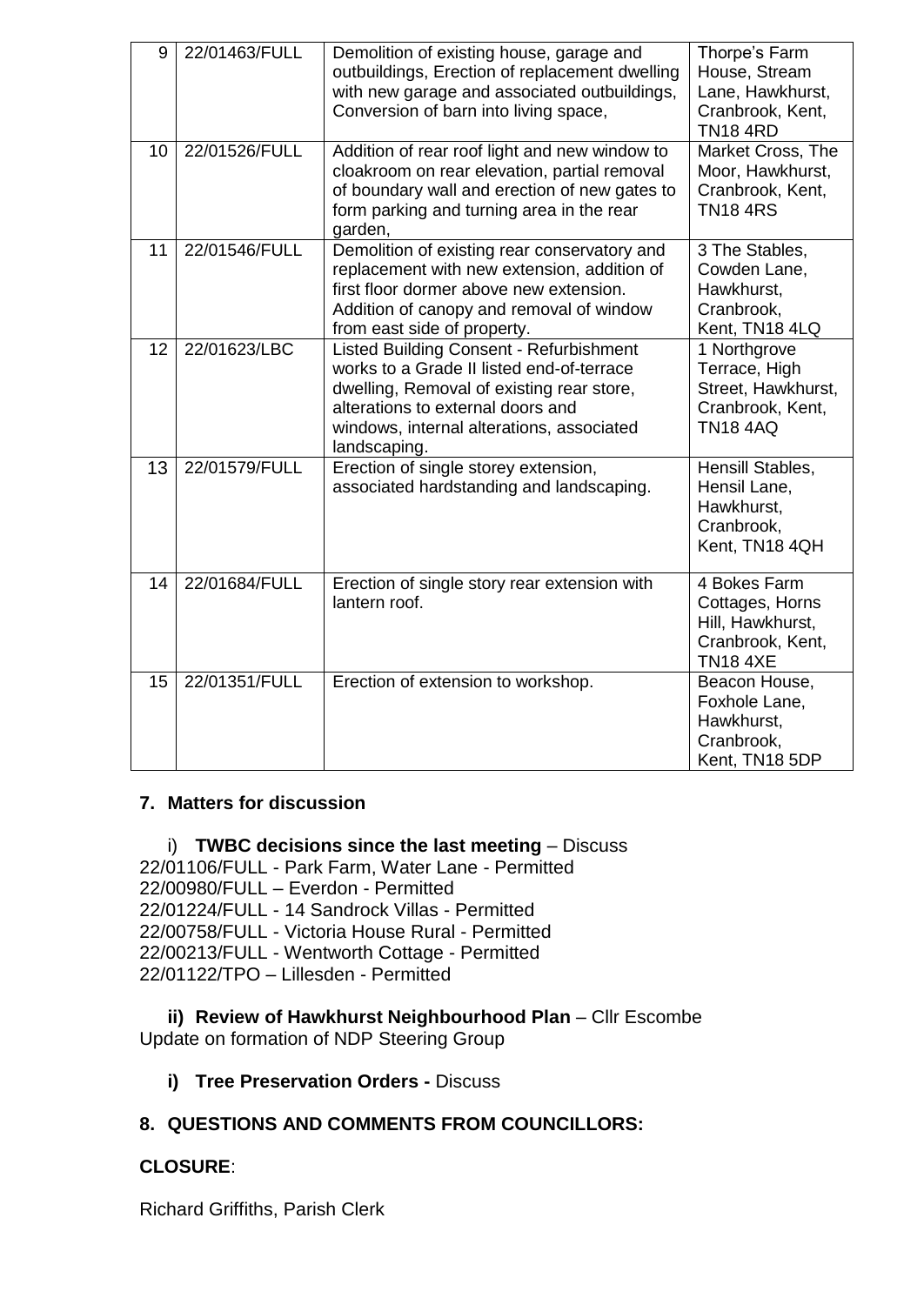| 9 | 22/01463/FULL | Demolition of existing house, garage and outbuildings, Erection of replacement dwelling with new garage and associated outbuildings, Conversion of barn into living space, | Thorpe's Farm House, Stream Lane, Hawkhurst, Cranbrook, Kent, TN18 4RD |
|---|---|---|---|
| 10 | 22/01526/FULL | Addition of rear roof light and new window to cloakroom on rear elevation, partial removal of boundary wall and erection of new gates to form parking and turning area in the rear garden, | Market Cross, The Moor, Hawkhurst, Cranbrook, Kent, TN18 4RS |
| 11 | 22/01546/FULL | Demolition of existing rear conservatory and replacement with new extension, addition of first floor dormer above new extension. Addition of canopy and removal of window from east side of property. | 3 The Stables, Cowden Lane, Hawkhurst, Cranbrook, Kent, TN18 4LQ |
| 12 | 22/01623/LBC | Listed Building Consent - Refurbishment works to a Grade II listed end-of-terrace dwelling, Removal of existing rear store, alterations to external doors and windows, internal alterations, associated landscaping. | 1 Northgrove Terrace, High Street, Hawkhurst, Cranbrook, Kent, TN18 4AQ |
| 13 | 22/01579/FULL | Erection of single storey extension, associated hardstanding and landscaping. | Hensill Stables, Hensil Lane, Hawkhurst, Cranbrook, Kent, TN18 4QH |
| 14 | 22/01684/FULL | Erection of single story rear extension with lantern roof. | 4 Bokes Farm Cottages, Horns Hill, Hawkhurst, Cranbrook, Kent, TN18 4XE |
| 15 | 22/01351/FULL | Erection of extension to workshop. | Beacon House, Foxhole Lane, Hawkhurst, Cranbrook, Kent, TN18 5DP |

## 7. Matters for discussion

i) **TWBC decisions since the last meeting** – Discuss

22/01106/FULL - Park Farm, Water Lane - Permitted
22/00980/FULL – Everdon - Permitted
22/01224/FULL - 14 Sandrock Villas - Permitted
22/00758/FULL - Victoria House Rural - Permitted
22/00213/FULL - Wentworth Cottage - Permitted
22/01122/TPO – Lillesden - Permitted

**ii) Review of Hawkhurst Neighbourhood Plan** – Cllr Escombe
Update on formation of NDP Steering Group

**i) Tree Preservation Orders -** Discuss

## 8. QUESTIONS AND COMMENTS FROM COUNCILLORS:

**CLOSURE**:

Richard Griffiths, Parish Clerk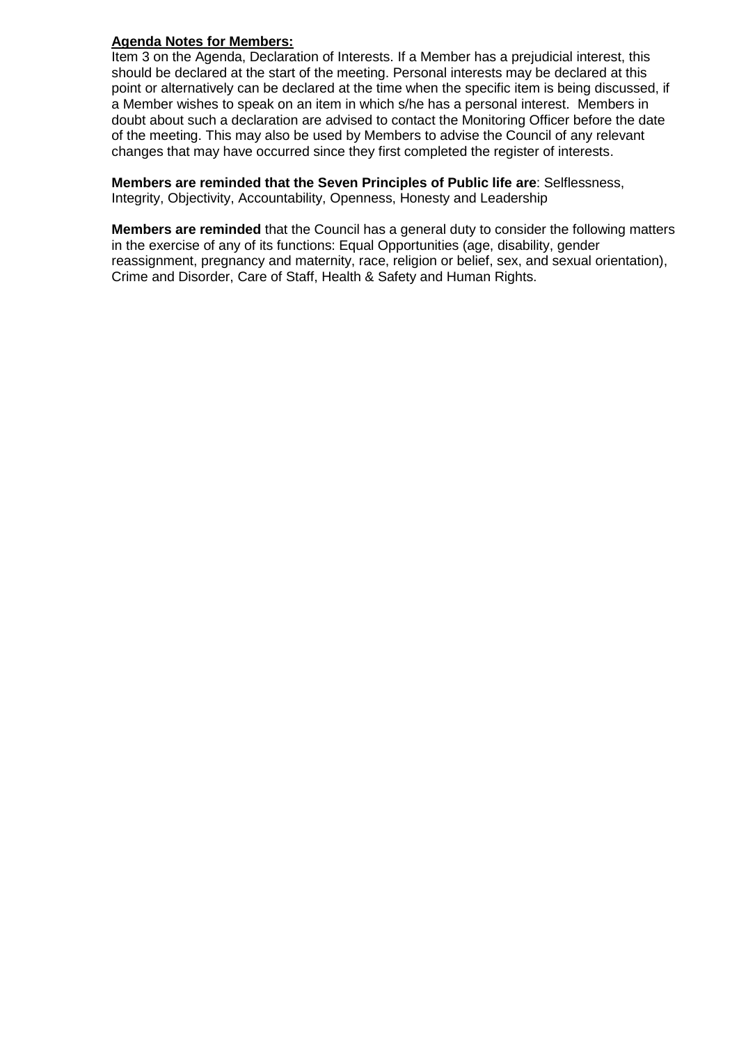**Agenda Notes for Members:**

Item 3 on the Agenda, Declaration of Interests. If a Member has a prejudicial interest, this should be declared at the start of the meeting. Personal interests may be declared at this point or alternatively can be declared at the time when the specific item is being discussed, if a Member wishes to speak on an item in which s/he has a personal interest. Members in doubt about such a declaration are advised to contact the Monitoring Officer before the date of the meeting. This may also be used by Members to advise the Council of any relevant changes that may have occurred since they first completed the register of interests.

**Members are reminded that the Seven Principles of Public life are**: Selflessness, Integrity, Objectivity, Accountability, Openness, Honesty and Leadership

**Members are reminded** that the Council has a general duty to consider the following matters in the exercise of any of its functions: Equal Opportunities (age, disability, gender reassignment, pregnancy and maternity, race, religion or belief, sex, and sexual orientation), Crime and Disorder, Care of Staff, Health & Safety and Human Rights.